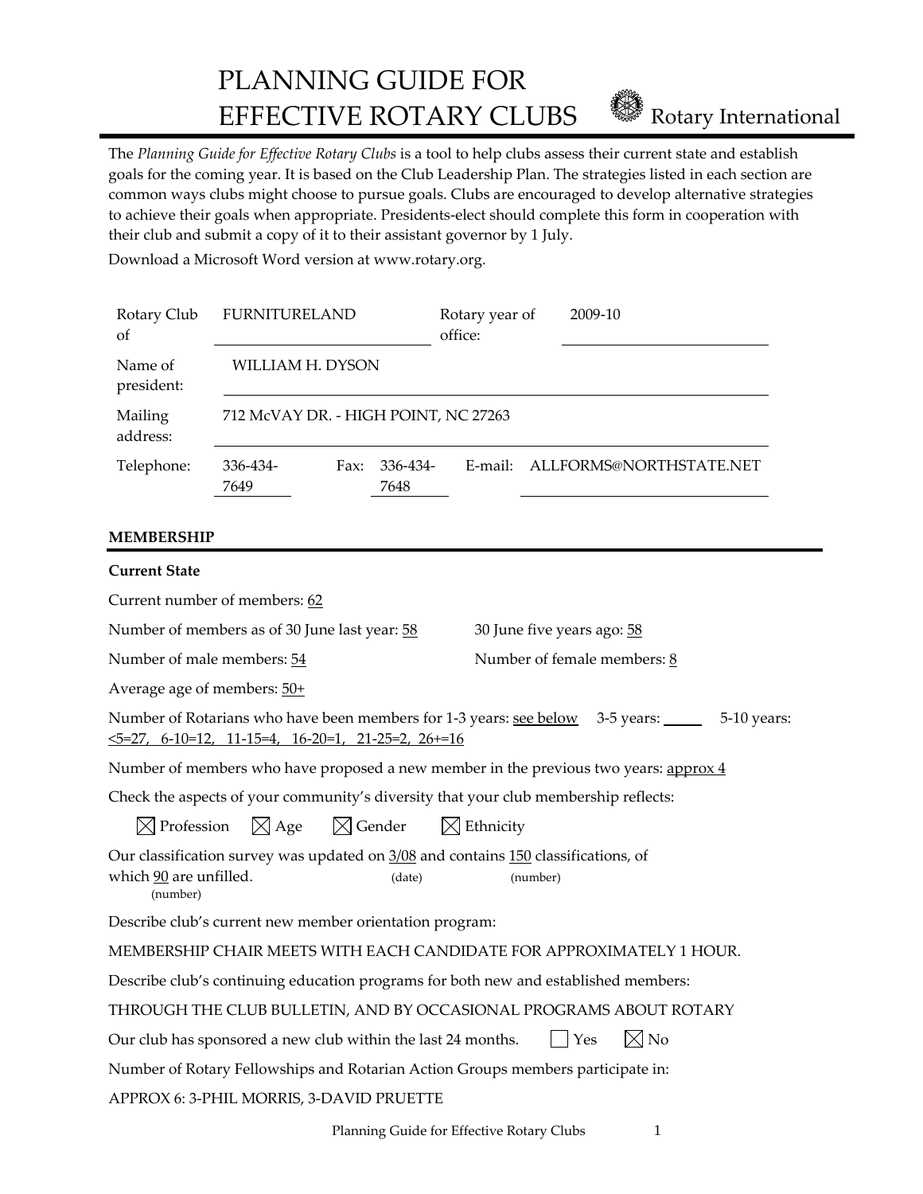# PLANNING GUIDE FOR EFFECTIVE ROTARY CLUBS

Rotary International

The *Planning Guide for Effective Rotary Clubs* is a tool to help clubs assess their current state and establish goals for the coming year. It is based on the Club Leadership Plan. The strategies listed in each section are common ways clubs might choose to pursue goals. Clubs are encouraged to develop alternative strategies to achieve their goals when appropriate. Presidents-elect should complete this form in cooperation with their club and submit a copy of it to their assistant governor by 1 July.

Download a Microsoft Word version at www.rotary.org.

| | | | | | |
|---|---|---|---|---|---|
| Rotary Club of | FURNITURELAND | | Rotary year of office: | 2009-10 | |
| Name of president: | WILLIAM H. DYSON | | | | |
| Mailing address: | 712 McVAY DR. - HIGH POINT, NC 27263 | | | | |
| Telephone: | 336-434-7649 | Fax: 336-434-7648 | | E-mail: | ALLFORMS@NORTHSTATE.NET |

## MEMBERSHIP

**Current State**

Current number of members: 62

Number of members as of 30 June last year: 58 30 June five years ago: 58

Number of male members: 54 Number of female members: 8

Average age of members: 50+

Number of Rotarians who have been members for 1-3 years: see below 3-5 years: _____ 5-10 years: <5=27, 6-10=12, 11-15=4, 16-20=1, 21-25=2, 26+=16

Number of members who have proposed a new member in the previous two years: approx 4

Check the aspects of your community's diversity that your club membership reflects:

☒ Profession ☒ Age ☒ Gender ☒ Ethnicity

Our classification survey was updated on 3/08 (date) and contains 150 (number) classifications, of which 90 (number) are unfilled.

Describe club's current new member orientation program:

MEMBERSHIP CHAIR MEETS WITH EACH CANDIDATE FOR APPROXIMATELY 1 HOUR.

Describe club's continuing education programs for both new and established members:

THROUGH THE CLUB BULLETIN, AND BY OCCASIONAL PROGRAMS ABOUT ROTARY

Our club has sponsored a new club within the last 24 months. ☐ Yes ☒ No

Number of Rotary Fellowships and Rotarian Action Groups members participate in:

APPROX 6: 3-PHIL MORRIS, 3-DAVID PRUETTE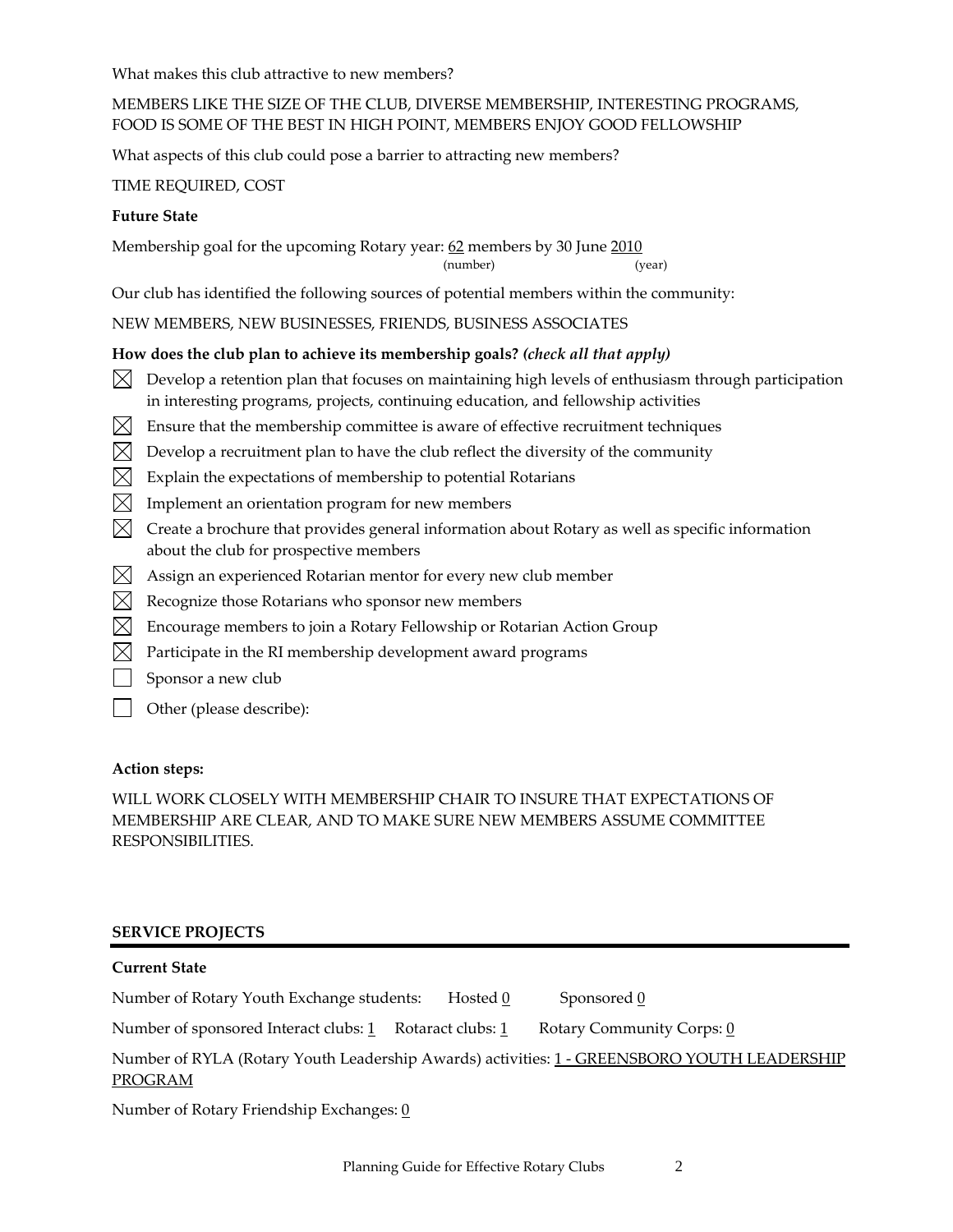What makes this club attractive to new members?

MEMBERS LIKE THE SIZE OF THE CLUB, DIVERSE MEMBERSHIP, INTERESTING PROGRAMS, FOOD IS SOME OF THE BEST IN HIGH POINT, MEMBERS ENJOY GOOD FELLOWSHIP

What aspects of this club could pose a barrier to attracting new members?

TIME REQUIRED, COST

**Future State**

Membership goal for the upcoming Rotary year: 62 members by 30 June 2010
(number) (year)

Our club has identified the following sources of potential members within the community:

NEW MEMBERS, NEW BUSINESSES, FRIENDS, BUSINESS ASSOCIATES

**How does the club plan to achieve its membership goals?** ***(check all that apply)***

- [x] Develop a retention plan that focuses on maintaining high levels of enthusiasm through participation in interesting programs, projects, continuing education, and fellowship activities
- [x] Ensure that the membership committee is aware of effective recruitment techniques
- [x] Develop a recruitment plan to have the club reflect the diversity of the community
- [x] Explain the expectations of membership to potential Rotarians
- [x] Implement an orientation program for new members
- [x] Create a brochure that provides general information about Rotary as well as specific information about the club for prospective members
- [x] Assign an experienced Rotarian mentor for every new club member
- [x] Recognize those Rotarians who sponsor new members
- [x] Encourage members to join a Rotary Fellowship or Rotarian Action Group
- [x] Participate in the RI membership development award programs
- [ ] Sponsor a new club
- [ ] Other (please describe):

**Action steps:**

WILL WORK CLOSELY WITH MEMBERSHIP CHAIR TO INSURE THAT EXPECTATIONS OF MEMBERSHIP ARE CLEAR, AND TO MAKE SURE NEW MEMBERS ASSUME COMMITTEE RESPONSIBILITIES.

## SERVICE PROJECTS

**Current State**

Number of Rotary Youth Exchange students: Hosted 0 Sponsored 0

Number of sponsored Interact clubs: 1 Rotaract clubs: 1 Rotary Community Corps: 0

Number of RYLA (Rotary Youth Leadership Awards) activities: 1 - GREENSBORO YOUTH LEADERSHIP PROGRAM

Number of Rotary Friendship Exchanges: 0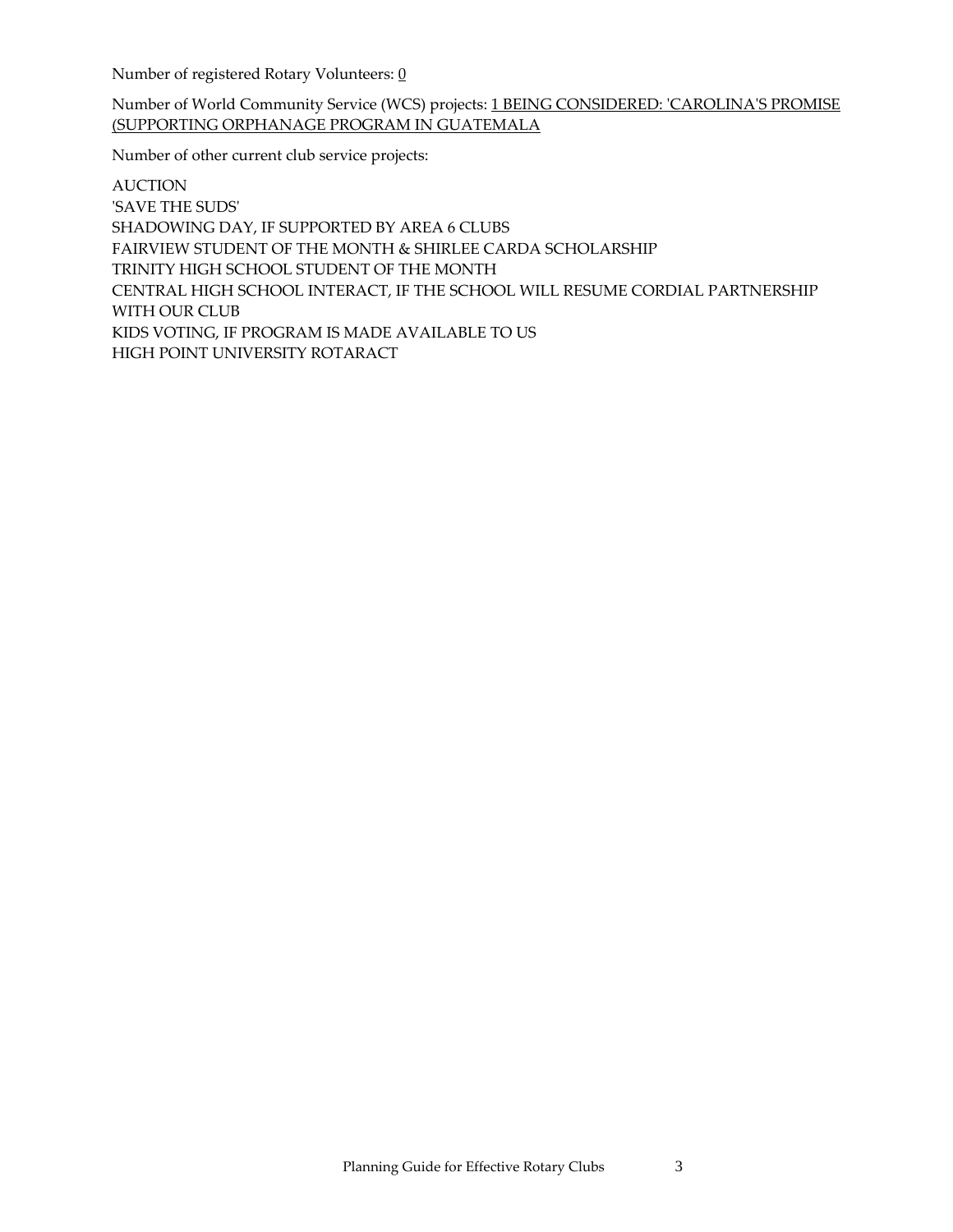Number of registered Rotary Volunteers: <u>0</u>

Number of World Community Service (WCS) projects: <u>1 BEING CONSIDERED: 'CAROLINA'S PROMISE (SUPPORTING ORPHANAGE PROGRAM IN GUATEMALA</u>

Number of other current club service projects:

AUCTION
'SAVE THE SUDS'
SHADOWING DAY, IF SUPPORTED BY AREA 6 CLUBS
FAIRVIEW STUDENT OF THE MONTH & SHIRLEE CARDA SCHOLARSHIP
TRINITY HIGH SCHOOL STUDENT OF THE MONTH
CENTRAL HIGH SCHOOL INTERACT, IF THE SCHOOL WILL RESUME CORDIAL PARTNERSHIP WITH OUR CLUB
KIDS VOTING, IF PROGRAM IS MADE AVAILABLE TO US
HIGH POINT UNIVERSITY ROTARACT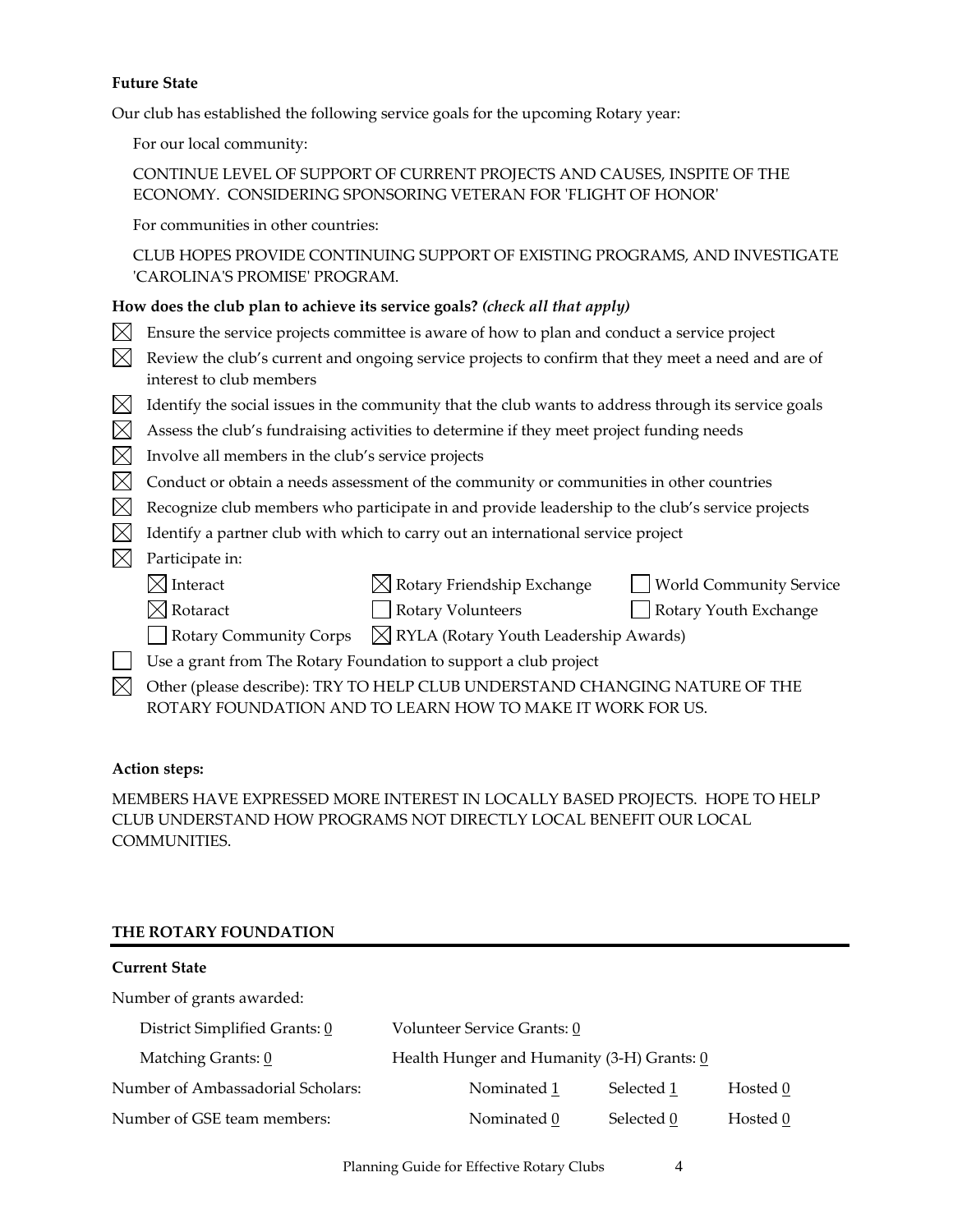**Future State**

Our club has established the following service goals for the upcoming Rotary year:

For our local community:

CONTINUE LEVEL OF SUPPORT OF CURRENT PROJECTS AND CAUSES, INSPITE OF THE ECONOMY. CONSIDERING SPONSORING VETERAN FOR 'FLIGHT OF HONOR'

For communities in other countries:

CLUB HOPES PROVIDE CONTINUING SUPPORT OF EXISTING PROGRAMS, AND INVESTIGATE 'CAROLINA'S PROMISE' PROGRAM.

**How does the club plan to achieve its service goals?** ***(check all that apply)***

- ☒ Ensure the service projects committee is aware of how to plan and conduct a service project
- ☒ Review the club's current and ongoing service projects to confirm that they meet a need and are of interest to club members
- ☒ Identify the social issues in the community that the club wants to address through its service goals
- ☒ Assess the club's fundraising activities to determine if they meet project funding needs
- ☒ Involve all members in the club's service projects
- ☒ Conduct or obtain a needs assessment of the community or communities in other countries
- ☒ Recognize club members who participate in and provide leadership to the club's service projects
- ☒ Identify a partner club with which to carry out an international service project
- ☒ Participate in:
  - ☒ Interact
  - ☒ Rotary Friendship Exchange
  - ☐ World Community Service
  - ☒ Rotaract
  - ☐ Rotary Volunteers
  - ☐ Rotary Youth Exchange
  - ☐ Rotary Community Corps
  - ☒ RYLA (Rotary Youth Leadership Awards)
- ☐ Use a grant from The Rotary Foundation to support a club project
- ☒ Other (please describe): TRY TO HELP CLUB UNDERSTAND CHANGING NATURE OF THE ROTARY FOUNDATION AND TO LEARN HOW TO MAKE IT WORK FOR US.

**Action steps:**

MEMBERS HAVE EXPRESSED MORE INTEREST IN LOCALLY BASED PROJECTS. HOPE TO HELP CLUB UNDERSTAND HOW PROGRAMS NOT DIRECTLY LOCAL BENEFIT OUR LOCAL COMMUNITIES.

## THE ROTARY FOUNDATION

**Current State**

Number of grants awarded:

District Simplified Grants: 0 &nbsp;&nbsp;&nbsp; Volunteer Service Grants: 0

Matching Grants: 0 &nbsp;&nbsp;&nbsp; Health Hunger and Humanity (3-H) Grants: 0

| | Nominated | Selected | Hosted |
|---|---|---|---|
| Number of Ambassadorial Scholars: | 1 | 1 | 0 |
| Number of GSE team members: | 0 | 0 | 0 |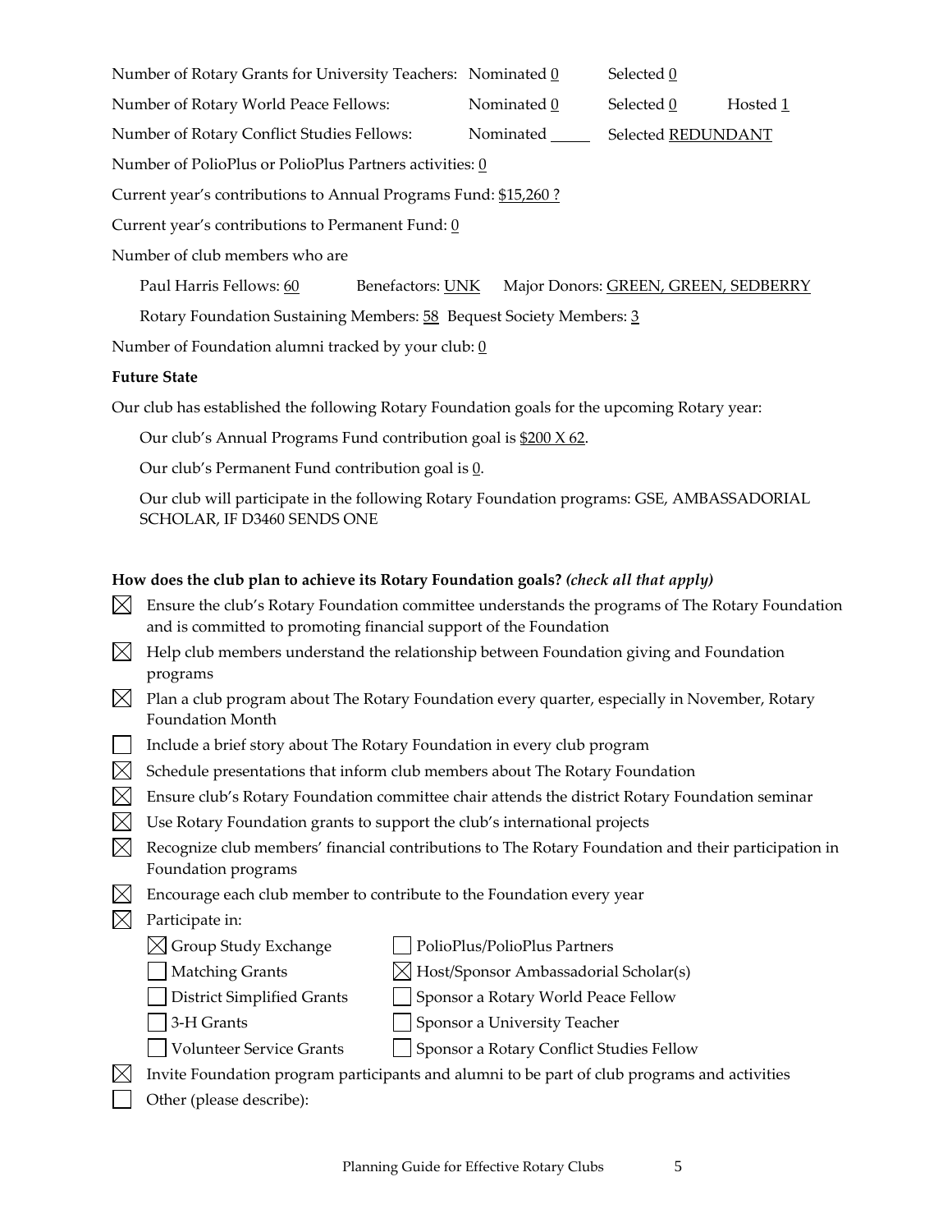Number of Rotary Grants for University Teachers: Nominated 0 Selected 0

Number of Rotary World Peace Fellows: Nominated 0 Selected 0 Hosted 1

Number of Rotary Conflict Studies Fellows: Nominated _____ Selected REDUNDANT

Number of PolioPlus or PolioPlus Partners activities: 0

Current year's contributions to Annual Programs Fund: $15,260 ?

Current year's contributions to Permanent Fund: 0

Number of club members who are

Paul Harris Fellows: 60 Benefactors: UNK Major Donors: GREEN, GREEN, SEDBERRY

Rotary Foundation Sustaining Members: 58 Bequest Society Members: 3

Number of Foundation alumni tracked by your club: 0

**Future State**

Our club has established the following Rotary Foundation goals for the upcoming Rotary year:

Our club's Annual Programs Fund contribution goal is $200 X 62.

Our club's Permanent Fund contribution goal is 0.

Our club will participate in the following Rotary Foundation programs: GSE, AMBASSADORIAL SCHOLAR, IF D3460 SENDS ONE

**How does the club plan to achieve its Rotary Foundation goals?** ***(check all that apply)***

- ☒ Ensure the club's Rotary Foundation committee understands the programs of The Rotary Foundation and is committed to promoting financial support of the Foundation
- ☒ Help club members understand the relationship between Foundation giving and Foundation programs
- ☒ Plan a club program about The Rotary Foundation every quarter, especially in November, Rotary Foundation Month
- ☐ Include a brief story about The Rotary Foundation in every club program
- ☒ Schedule presentations that inform club members about The Rotary Foundation
- ☒ Ensure club's Rotary Foundation committee chair attends the district Rotary Foundation seminar
- ☒ Use Rotary Foundation grants to support the club's international projects
- ☒ Recognize club members' financial contributions to The Rotary Foundation and their participation in Foundation programs
- ☒ Encourage each club member to contribute to the Foundation every year
- ☒ Participate in:
  - ☒ Group Study Exchange
  - ☐ Matching Grants
  - ☐ District Simplified Grants
  - ☐ 3-H Grants
  - ☐ Volunteer Service Grants
  - ☐ PolioPlus/PolioPlus Partners
  - ☒ Host/Sponsor Ambassadorial Scholar(s)
  - ☐ Sponsor a Rotary World Peace Fellow
  - ☐ Sponsor a University Teacher
  - ☐ Sponsor a Rotary Conflict Studies Fellow
- ☒ Invite Foundation program participants and alumni to be part of club programs and activities
- ☐ Other (please describe):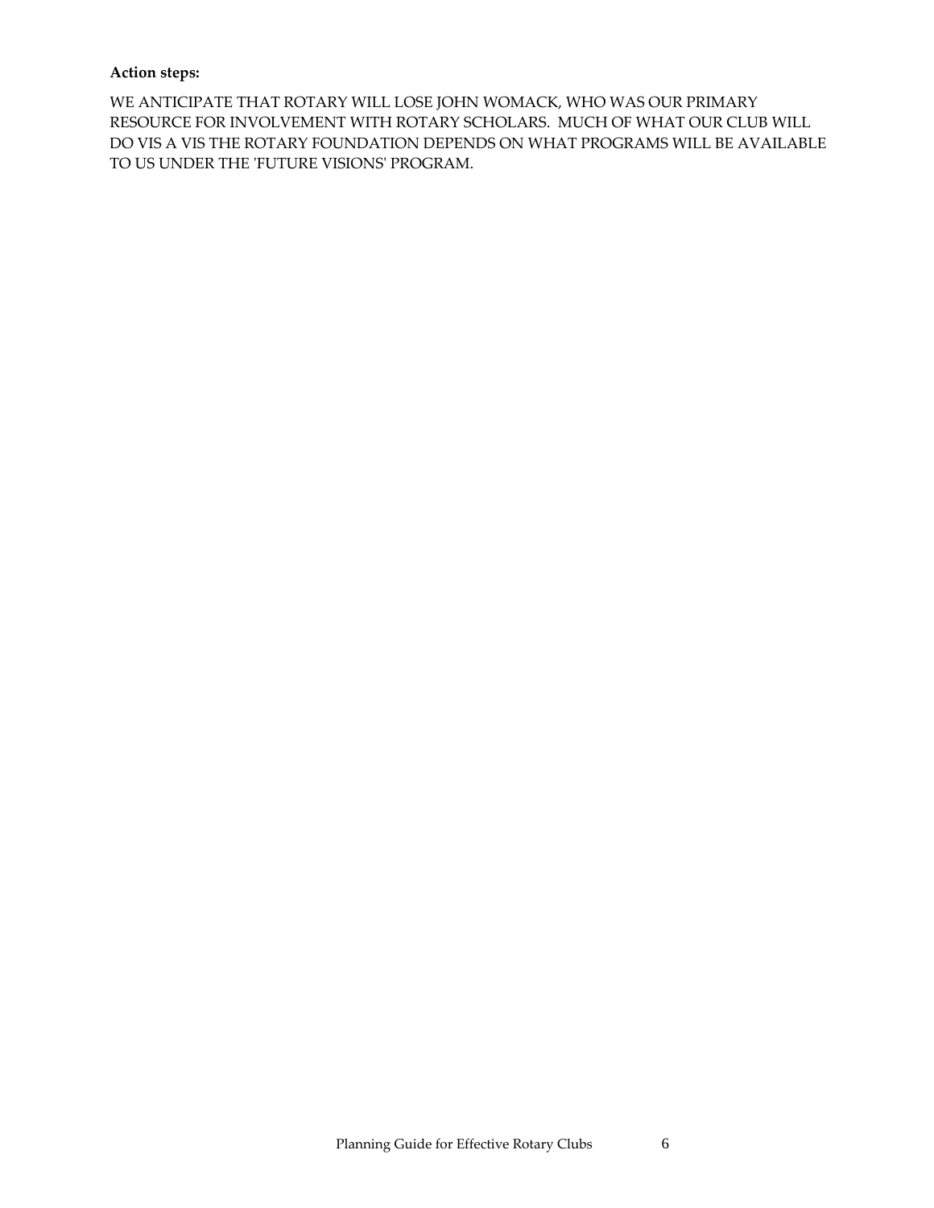**Action steps:**

WE ANTICIPATE THAT ROTARY WILL LOSE JOHN WOMACK, WHO WAS OUR PRIMARY RESOURCE FOR INVOLVEMENT WITH ROTARY SCHOLARS. MUCH OF WHAT OUR CLUB WILL DO VIS A VIS THE ROTARY FOUNDATION DEPENDS ON WHAT PROGRAMS WILL BE AVAILABLE TO US UNDER THE 'FUTURE VISIONS' PROGRAM.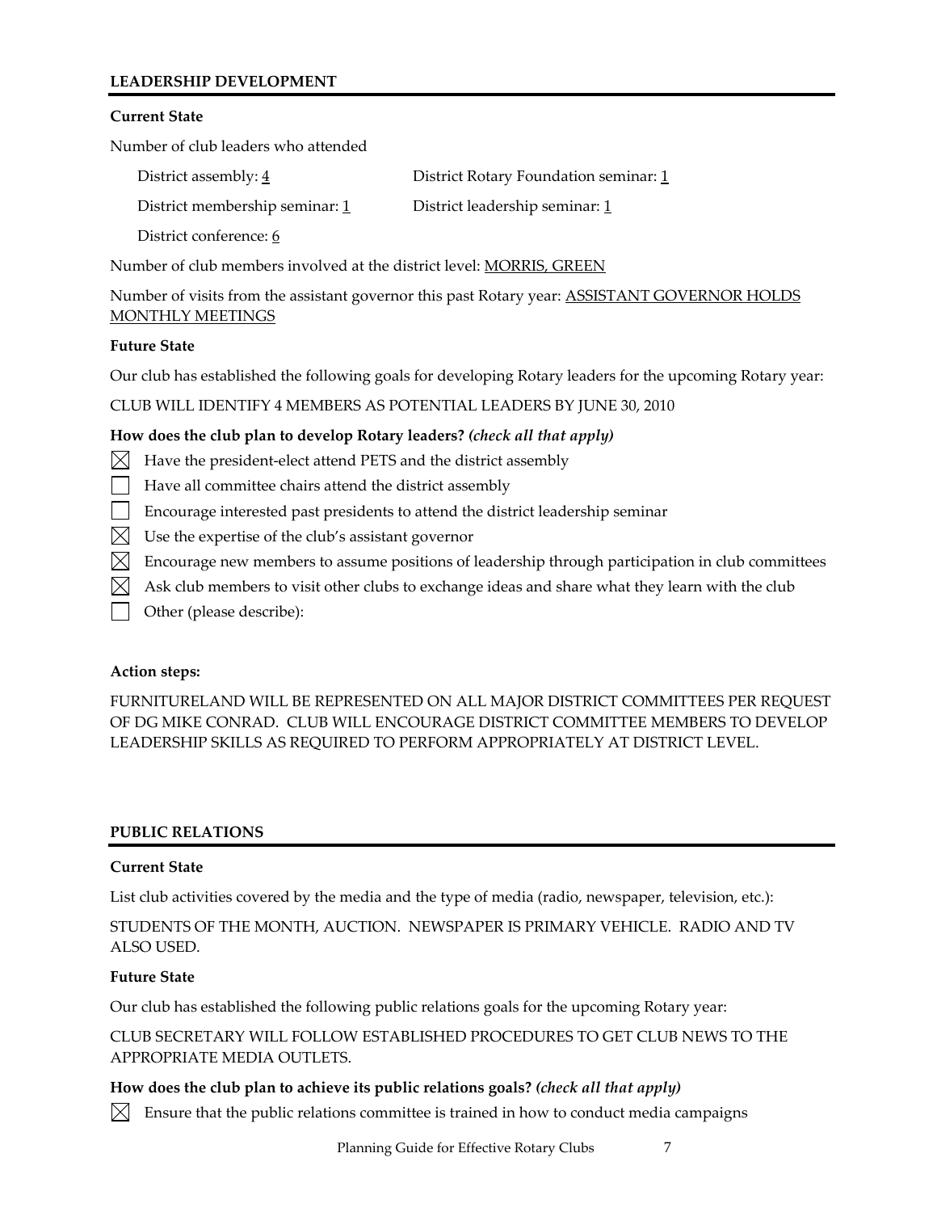## LEADERSHIP DEVELOPMENT

**Current State**

Number of club leaders who attended

District assembly: 4

District Rotary Foundation seminar: 1

District membership seminar: 1

District leadership seminar: 1

District conference: 6

Number of club members involved at the district level: MORRIS, GREEN

Number of visits from the assistant governor this past Rotary year: ASSISTANT GOVERNOR HOLDS MONTHLY MEETINGS

**Future State**

Our club has established the following goals for developing Rotary leaders for the upcoming Rotary year:

CLUB WILL IDENTIFY 4 MEMBERS AS POTENTIAL LEADERS BY JUNE 30, 2010

**How does the club plan to develop Rotary leaders?** ***(check all that apply)***

- [x] Have the president-elect attend PETS and the district assembly
- [ ] Have all committee chairs attend the district assembly
- [ ] Encourage interested past presidents to attend the district leadership seminar
- [x] Use the expertise of the club's assistant governor
- [x] Encourage new members to assume positions of leadership through participation in club committees
- [x] Ask club members to visit other clubs to exchange ideas and share what they learn with the club
- [ ] Other (please describe):

**Action steps:**

FURNITURELAND WILL BE REPRESENTED ON ALL MAJOR DISTRICT COMMITTEES PER REQUEST OF DG MIKE CONRAD. CLUB WILL ENCOURAGE DISTRICT COMMITTEE MEMBERS TO DEVELOP LEADERSHIP SKILLS AS REQUIRED TO PERFORM APPROPRIATELY AT DISTRICT LEVEL.

## PUBLIC RELATIONS

**Current State**

List club activities covered by the media and the type of media (radio, newspaper, television, etc.):

STUDENTS OF THE MONTH, AUCTION. NEWSPAPER IS PRIMARY VEHICLE. RADIO AND TV ALSO USED.

**Future State**

Our club has established the following public relations goals for the upcoming Rotary year:

CLUB SECRETARY WILL FOLLOW ESTABLISHED PROCEDURES TO GET CLUB NEWS TO THE APPROPRIATE MEDIA OUTLETS.

**How does the club plan to achieve its public relations goals?** ***(check all that apply)***

- [x] Ensure that the public relations committee is trained in how to conduct media campaigns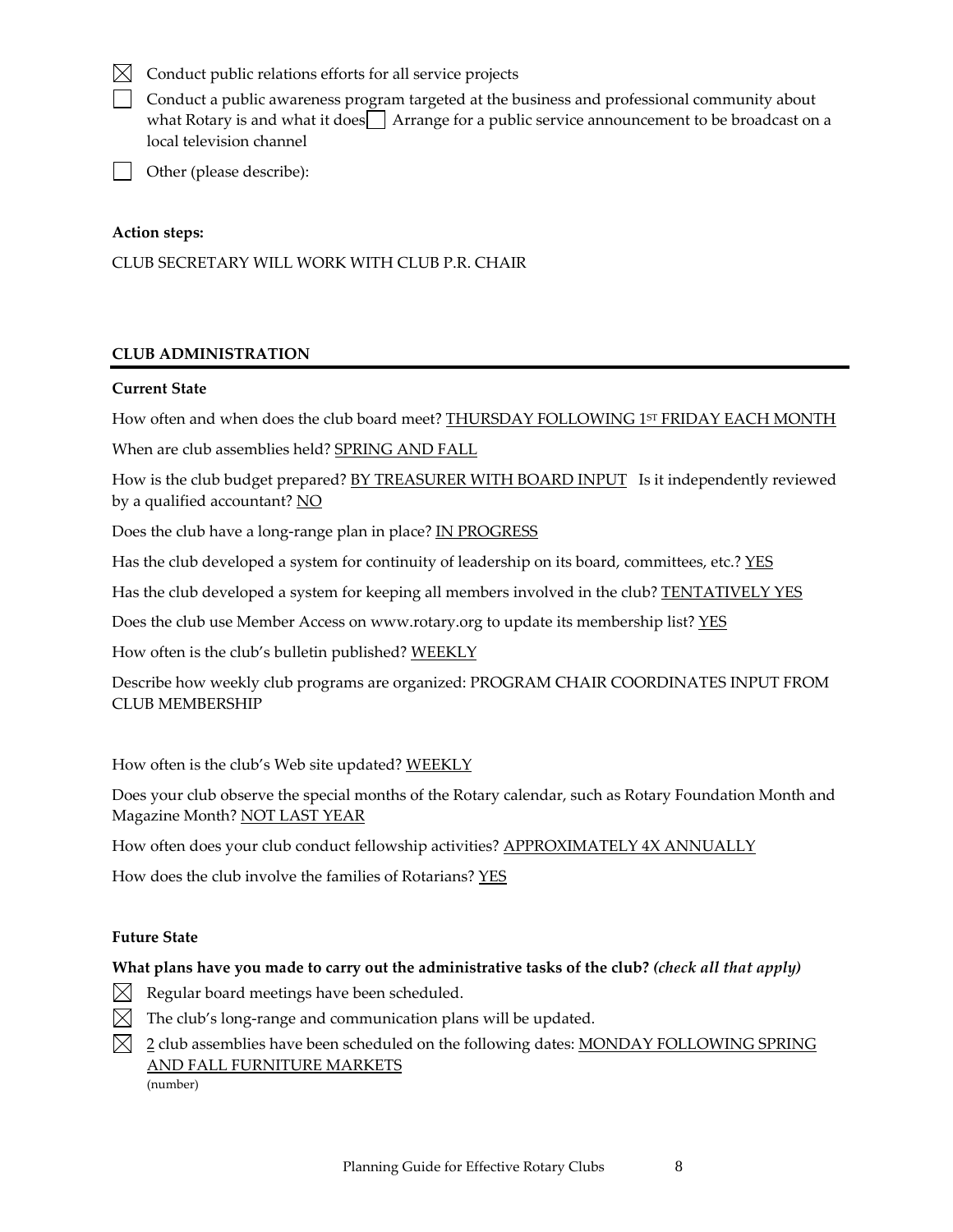☒ Conduct public relations efforts for all service projects

☐ Conduct a public awareness program targeted at the business and professional community about what Rotary is and what it does ☐ Arrange for a public service announcement to be broadcast on a local television channel

☐ Other (please describe):

**Action steps:**

CLUB SECRETARY WILL WORK WITH CLUB P.R. CHAIR

## CLUB ADMINISTRATION

**Current State**

How often and when does the club board meet? THURSDAY FOLLOWING 1ST FRIDAY EACH MONTH

When are club assemblies held? SPRING AND FALL

How is the club budget prepared? BY TREASURER WITH BOARD INPUT Is it independently reviewed by a qualified accountant? NO

Does the club have a long-range plan in place? IN PROGRESS

Has the club developed a system for continuity of leadership on its board, committees, etc.? YES

Has the club developed a system for keeping all members involved in the club? TENTATIVELY YES

Does the club use Member Access on www.rotary.org to update its membership list? YES

How often is the club's bulletin published? WEEKLY

Describe how weekly club programs are organized: PROGRAM CHAIR COORDINATES INPUT FROM CLUB MEMBERSHIP

How often is the club's Web site updated? WEEKLY

Does your club observe the special months of the Rotary calendar, such as Rotary Foundation Month and Magazine Month? NOT LAST YEAR

How often does your club conduct fellowship activities? APPROXIMATELY 4X ANNUALLY

How does the club involve the families of Rotarians? YES

**Future State**

**What plans have you made to carry out the administrative tasks of the club?** ***(check all that apply)***

☒ Regular board meetings have been scheduled.

☒ The club's long-range and communication plans will be updated.

☒ 2 (number) club assemblies have been scheduled on the following dates: MONDAY FOLLOWING SPRING AND FALL FURNITURE MARKETS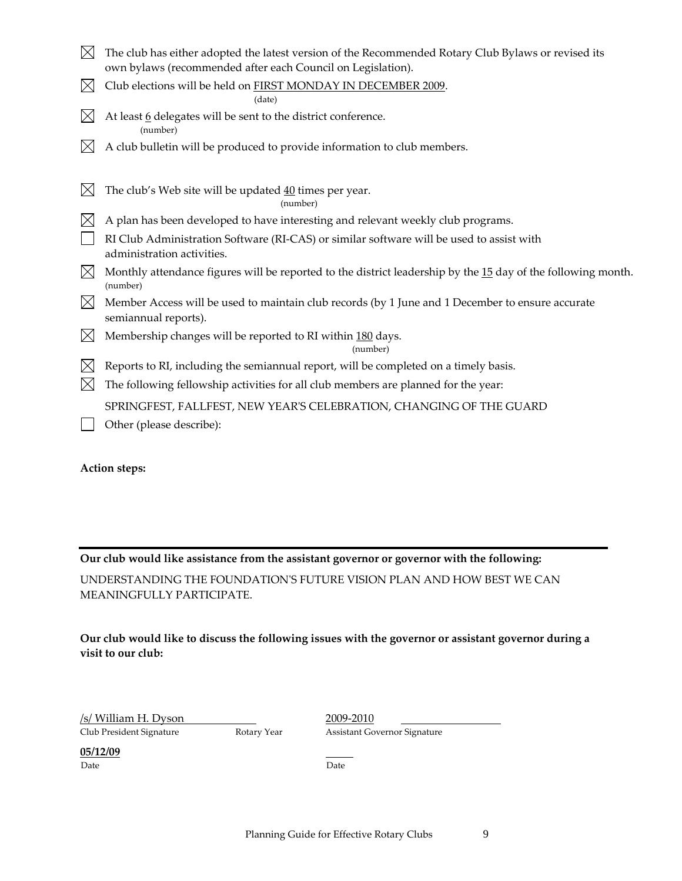- [x] The club has either adopted the latest version of the Recommended Rotary Club Bylaws or revised its own bylaws (recommended after each Council on Legislation).
- [x] Club elections will be held on FIRST MONDAY IN DECEMBER 2009. (date)
- [x] At least 6 delegates will be sent to the district conference. (number)
- [x] A club bulletin will be produced to provide information to club members.
- [x] The club's Web site will be updated 40 times per year. (number)
- [x] A plan has been developed to have interesting and relevant weekly club programs.
- [ ] RI Club Administration Software (RI-CAS) or similar software will be used to assist with administration activities.
- [x] Monthly attendance figures will be reported to the district leadership by the 15 day of the following month. (number)
- [x] Member Access will be used to maintain club records (by 1 June and 1 December to ensure accurate semiannual reports).
- [x] Membership changes will be reported to RI within 180 days. (number)
- [x] Reports to RI, including the semiannual report, will be completed on a timely basis.
- [x] The following fellowship activities for all club members are planned for the year:

  SPRINGFEST, FALLFEST, NEW YEAR'S CELEBRATION, CHANGING OF THE GUARD
- [ ] Other (please describe):

**Action steps:**

---

**Our club would like assistance from the assistant governor or governor with the following:**

UNDERSTANDING THE FOUNDATION'S FUTURE VISION PLAN AND HOW BEST WE CAN MEANINGFULLY PARTICIPATE.

**Our club would like to discuss the following issues with the governor or assistant governor during a visit to our club:**

| /s/ William H. Dyson | 2009-2010 | |
|---|---|---|
| Club President Signature | Rotary Year | Assistant Governor Signature |
| **05/12/09** | | |
| Date | | Date |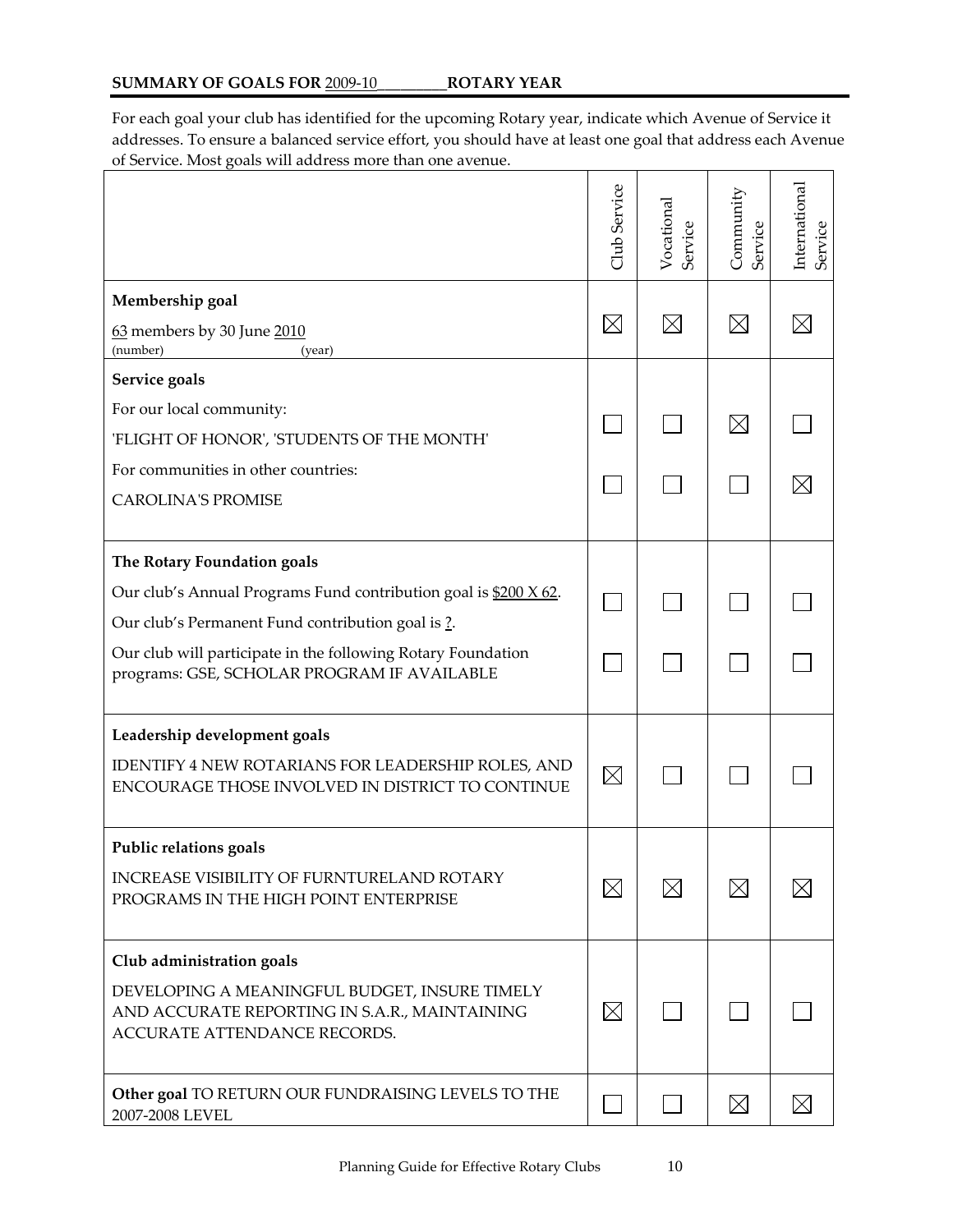## SUMMARY OF GOALS FOR 2009-10\_\_\_\_\_\_\_\_\_ROTARY YEAR

For each goal your club has identified for the upcoming Rotary year, indicate which Avenue of Service it addresses. To ensure a balanced service effort, you should have at least one goal that address each Avenue of Service. Most goals will address more than one avenue.

| | Club Service | Vocational Service | Community Service | International Service |
|---|---|---|---|---|
| **Membership goal**<br>63 members by 30 June 2010<br>(number) (year) | ☒ | ☒ | ☒ | ☒ |
| **Service goals**<br>For our local community:<br>'FLIGHT OF HONOR', 'STUDENTS OF THE MONTH' | ☐ | ☐ | ☒ | ☐ |
| For communities in other countries:<br>CAROLINA'S PROMISE | ☐ | ☐ | ☐ | ☒ |
| **The Rotary Foundation goals**<br>Our club's Annual Programs Fund contribution goal is $200 X 62.<br>Our club's Permanent Fund contribution goal is ?. | ☐ | ☐ | ☐ | ☐ |
| Our club will participate in the following Rotary Foundation programs: GSE, SCHOLAR PROGRAM IF AVAILABLE | ☐ | ☐ | ☐ | ☐ |
| **Leadership development goals**<br>IDENTIFY 4 NEW ROTARIANS FOR LEADERSHIP ROLES, AND ENCOURAGE THOSE INVOLVED IN DISTRICT TO CONTINUE | ☒ | ☐ | ☐ | ☐ |
| **Public relations goals**<br>INCREASE VISIBILITY OF FURNTURELAND ROTARY PROGRAMS IN THE HIGH POINT ENTERPRISE | ☒ | ☒ | ☒ | ☒ |
| **Club administration goals**<br>DEVELOPING A MEANINGFUL BUDGET, INSURE TIMELY AND ACCURATE REPORTING IN S.A.R., MAINTAINING ACCURATE ATTENDANCE RECORDS. | ☒ | ☐ | ☐ | ☐ |
| **Other goal** TO RETURN OUR FUNDRAISING LEVELS TO THE 2007-2008 LEVEL | ☐ | ☐ | ☒ | ☒ |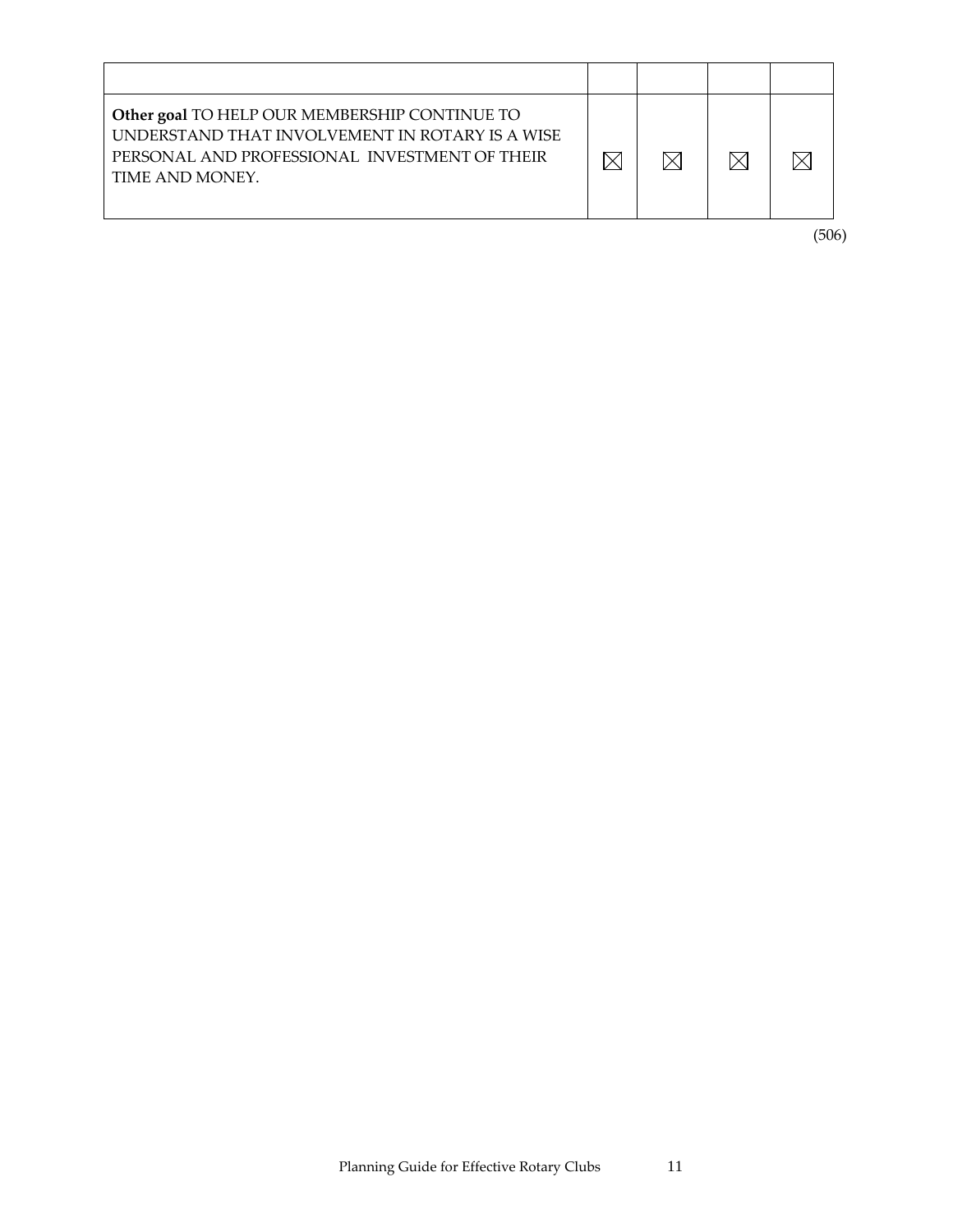| | | | | |
|---|---|---|---|---|
| | | | | |
| **Other goal** TO HELP OUR MEMBERSHIP CONTINUE TO UNDERSTAND THAT INVOLVEMENT IN ROTARY IS A WISE PERSONAL AND PROFESSIONAL INVESTMENT OF THEIR TIME AND MONEY. | ☒ | ☒ | ☒ | ☒ |

(506)